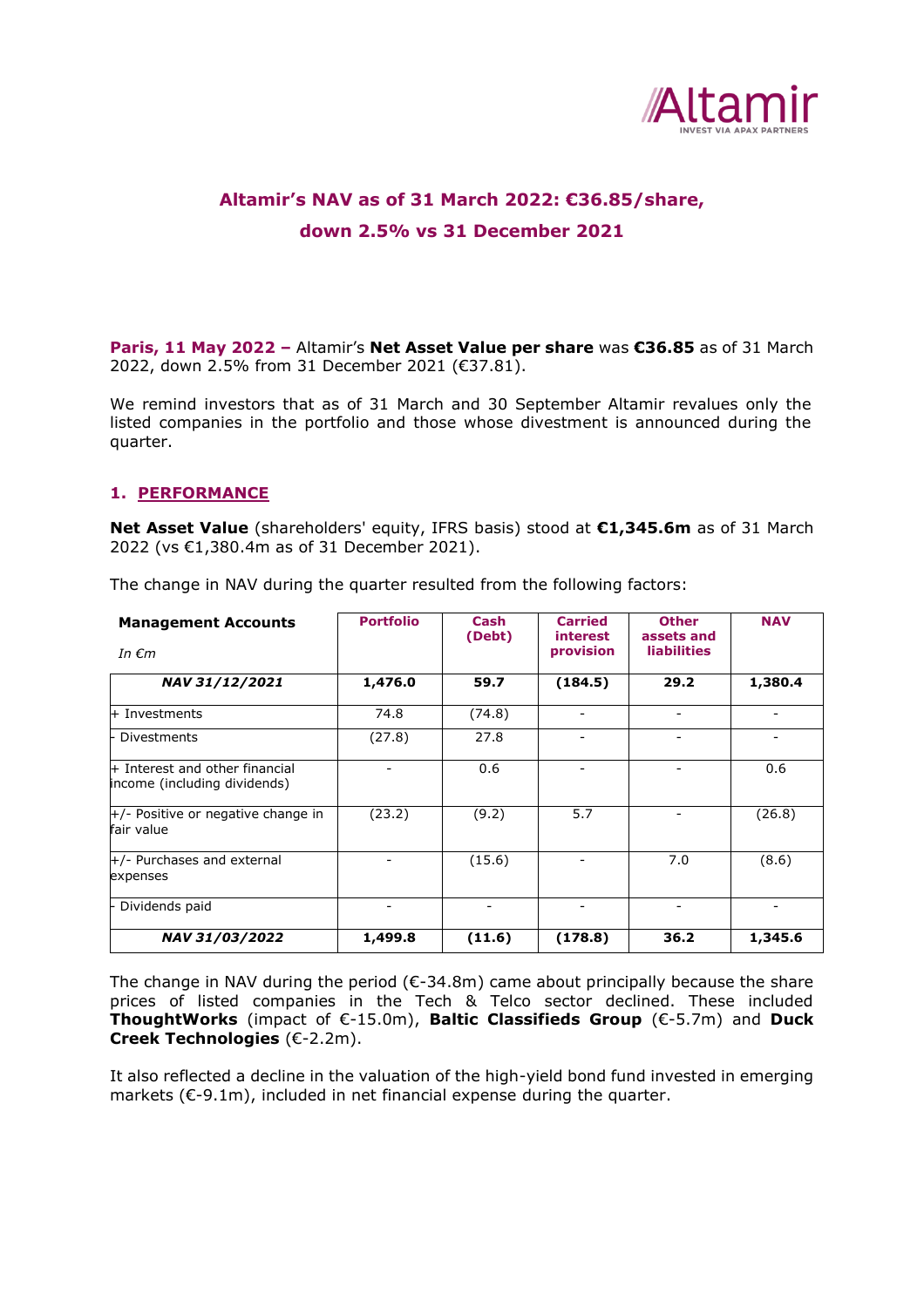# Altamir's NAV as of 31 March 2022: €36.85/share, down 2.5% vs 31 December 2021

**Paris, 11 May 2022 –** Altamir's **Net Asset Value per share** was **€36.85** as of 31 March 2022, down 2.5% from 31 December 2021 (€37.81).

We remind investors that as of 31 March and 30 September Altamir revalues only the listed companies in the portfolio and those whose divestment is announced during the quarter.

## 1. PERFORMANCE

**Net Asset Value** (shareholders' equity, IFRS basis) stood at **€1,345.6m** as of 31 March 2022 (vs €1,380.4m as of 31 December 2021).

The change in NAV during the quarter resulted from the following factors:

| **Management Accounts** *In €m* | **Portfolio** | **Cash (Debt)** | **Carried interest provision** | **Other assets and liabilities** | **NAV** |
|---|---|---|---|---|---|
| ***NAV 31/12/2021*** | **1,476.0** | **59.7** | **(184.5)** | **29.2** | **1,380.4** |
| + Investments | 74.8 | (74.8) | - | - | - |
| - Divestments | (27.8) | 27.8 | - | - | - |
| + Interest and other financial income (including dividends) | - | 0.6 | - | - | 0.6 |
| +/- Positive or negative change in fair value | (23.2) | (9.2) | 5.7 | | (26.8) |
| +/- Purchases and external expenses | - | (15.6) | - | 7.0 | (8.6) |
| - Dividends paid | - | - | - | - | - |
| ***NAV 31/03/2022*** | **1,499.8** | **(11.6)** | **(178.8)** | **36.2** | **1,345.6** |

The change in NAV during the period (€-34.8m) came about principally because the share prices of listed companies in the Tech & Telco sector declined. These included **ThoughtWorks** (impact of €-15.0m), **Baltic Classifieds Group** (€-5.7m) and **Duck Creek Technologies** (€-2.2m).

It also reflected a decline in the valuation of the high-yield bond fund invested in emerging markets (€-9.1m), included in net financial expense during the quarter.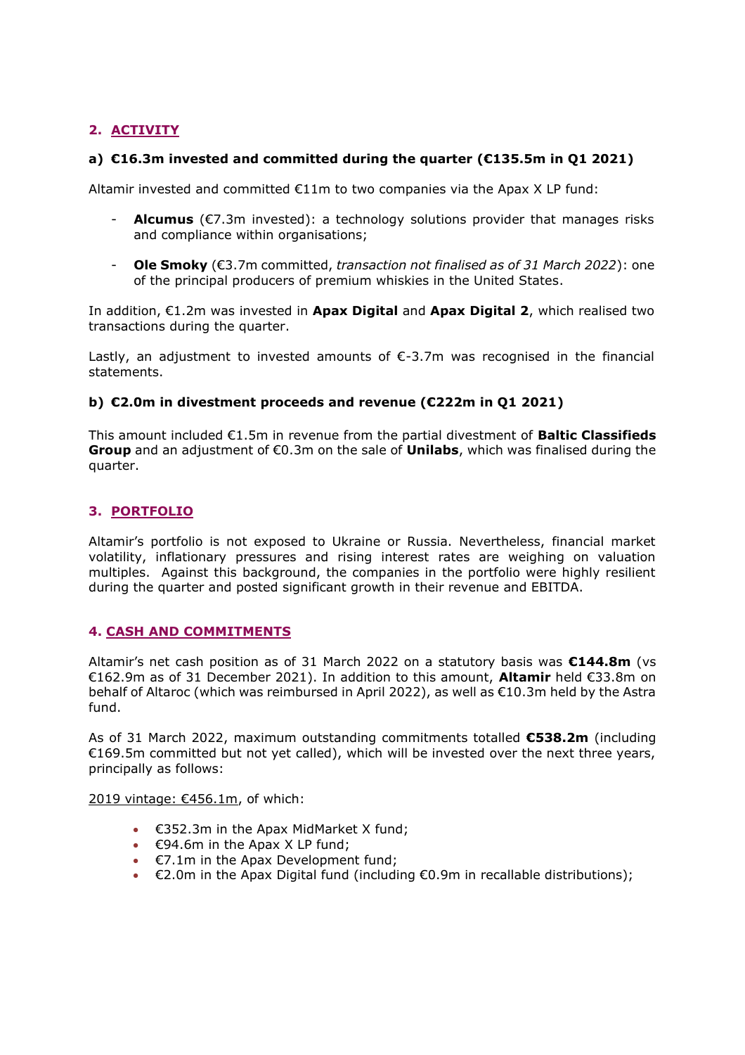## 2. ACTIVITY

### a) €16.3m invested and committed during the quarter (€135.5m in Q1 2021)

Altamir invested and committed €11m to two companies via the Apax X LP fund:

- **Alcumus** (€7.3m invested): a technology solutions provider that manages risks and compliance within organisations;
- **Ole Smoky** (€3.7m committed, *transaction not finalised as of 31 March 2022*): one of the principal producers of premium whiskies in the United States.

In addition, €1.2m was invested in **Apax Digital** and **Apax Digital 2**, which realised two transactions during the quarter.

Lastly, an adjustment to invested amounts of €-3.7m was recognised in the financial statements.

### b) €2.0m in divestment proceeds and revenue (€222m in Q1 2021)

This amount included €1.5m in revenue from the partial divestment of **Baltic Classifieds Group** and an adjustment of €0.3m on the sale of **Unilabs**, which was finalised during the quarter.

## 3. PORTFOLIO

Altamir's portfolio is not exposed to Ukraine or Russia. Nevertheless, financial market volatility, inflationary pressures and rising interest rates are weighing on valuation multiples. Against this background, the companies in the portfolio were highly resilient during the quarter and posted significant growth in their revenue and EBITDA.

## 4. CASH AND COMMITMENTS

Altamir's net cash position as of 31 March 2022 on a statutory basis was **€144.8m** (vs €162.9m as of 31 December 2021). In addition to this amount, **Altamir** held €33.8m on behalf of Altaroc (which was reimbursed in April 2022), as well as €10.3m held by the Astra fund.

As of 31 March 2022, maximum outstanding commitments totalled **€538.2m** (including €169.5m committed but not yet called), which will be invested over the next three years, principally as follows:

2019 vintage: €456.1m, of which:

- €352.3m in the Apax MidMarket X fund;
- €94.6m in the Apax X LP fund;
- €7.1m in the Apax Development fund;
- €2.0m in the Apax Digital fund (including €0.9m in recallable distributions);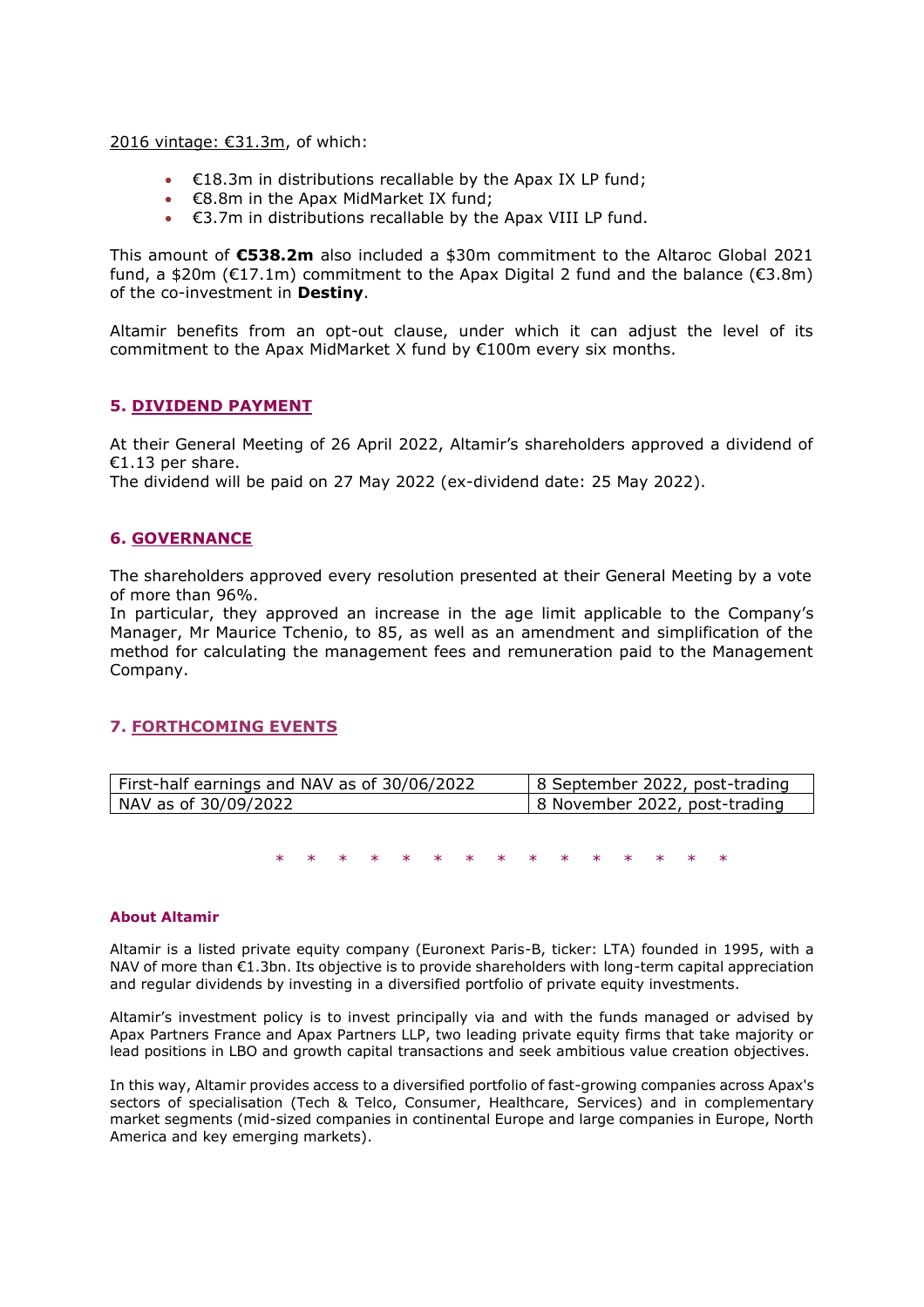2016 vintage: €31.3m, of which:

- €18.3m in distributions recallable by the Apax IX LP fund;
- €8.8m in the Apax MidMarket IX fund;
- €3.7m in distributions recallable by the Apax VIII LP fund.

This amount of **€538.2m** also included a $30m commitment to the Altaroc Global 2021 fund, a $20m (€17.1m) commitment to the Apax Digital 2 fund and the balance (€3.8m) of the co-investment in **Destiny**.

Altamir benefits from an opt-out clause, under which it can adjust the level of its commitment to the Apax MidMarket X fund by €100m every six months.

## 5. DIVIDEND PAYMENT

At their General Meeting of 26 April 2022, Altamir's shareholders approved a dividend of €1.13 per share.
The dividend will be paid on 27 May 2022 (ex-dividend date: 25 May 2022).

## 6. GOVERNANCE

The shareholders approved every resolution presented at their General Meeting by a vote of more than 96%.
In particular, they approved an increase in the age limit applicable to the Company's Manager, Mr Maurice Tchenio, to 85, as well as an amendment and simplification of the method for calculating the management fees and remuneration paid to the Management Company.

## 7. FORTHCOMING EVENTS

| | |
|---|---|
| First-half earnings and NAV as of 30/06/2022 | 8 September 2022, post-trading |
| NAV as of 30/09/2022 | 8 November 2022, post-trading |

* * * * * * * * * * * * * * *

**About Altamir**

Altamir is a listed private equity company (Euronext Paris-B, ticker: LTA) founded in 1995, with a NAV of more than €1.3bn. Its objective is to provide shareholders with long-term capital appreciation and regular dividends by investing in a diversified portfolio of private equity investments.

Altamir's investment policy is to invest principally via and with the funds managed or advised by Apax Partners France and Apax Partners LLP, two leading private equity firms that take majority or lead positions in LBO and growth capital transactions and seek ambitious value creation objectives.

In this way, Altamir provides access to a diversified portfolio of fast-growing companies across Apax's sectors of specialisation (Tech & Telco, Consumer, Healthcare, Services) and in complementary market segments (mid-sized companies in continental Europe and large companies in Europe, North America and key emerging markets).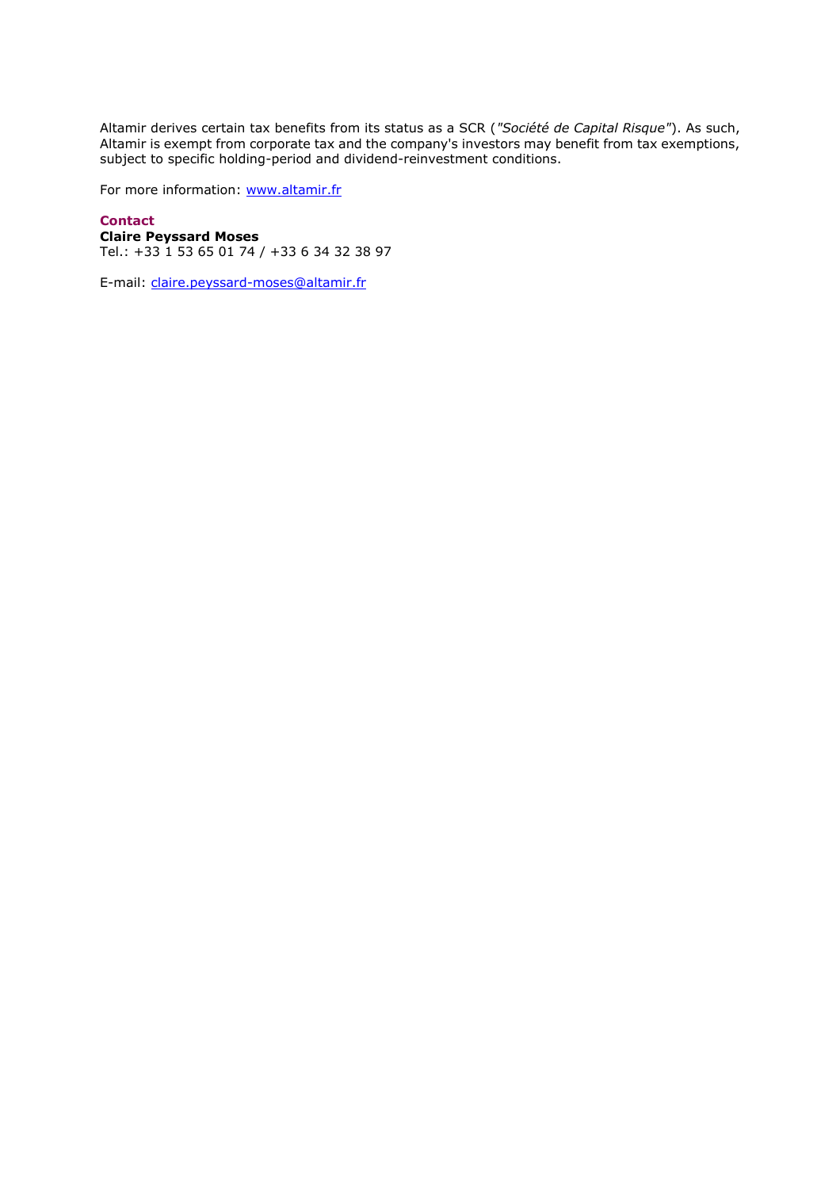Altamir derives certain tax benefits from its status as a SCR (*"Société de Capital Risque"*). As such, Altamir is exempt from corporate tax and the company's investors may benefit from tax exemptions, subject to specific holding-period and dividend-reinvestment conditions.

For more information: [www.altamir.fr](http://www.altamir.fr)

**Contact**

**Claire Peyssard Moses**

Tel.: +33 1 53 65 01 74 / +33 6 34 32 38 97

E-mail: [claire.peyssard-moses@altamir.fr](mailto:claire.peyssard-moses@altamir.fr)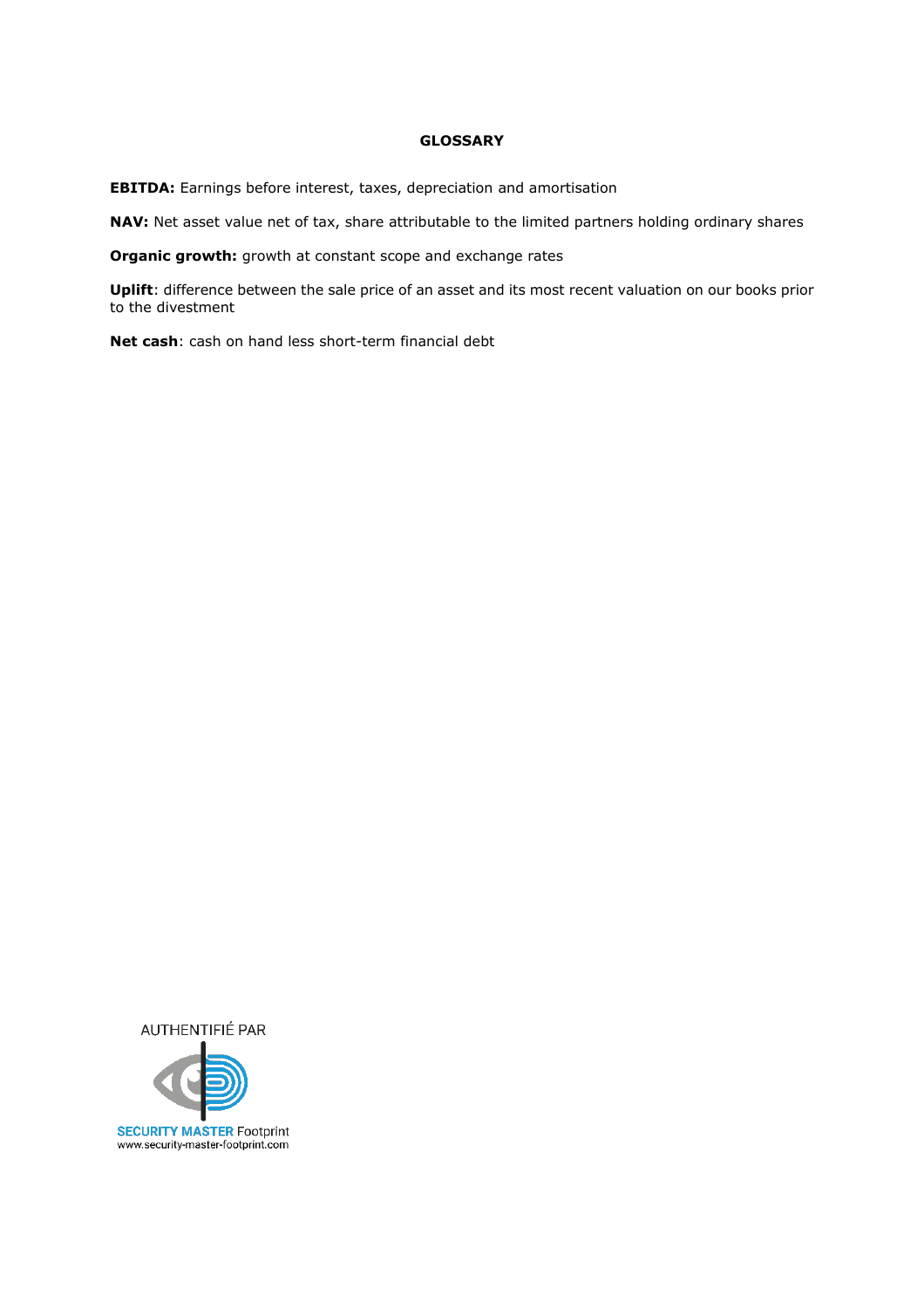## GLOSSARY

**EBITDA:** Earnings before interest, taxes, depreciation and amortisation

**NAV:** Net asset value net of tax, share attributable to the limited partners holding ordinary shares

**Organic growth:** growth at constant scope and exchange rates

**Uplift**: difference between the sale price of an asset and its most recent valuation on our books prior to the divestment

**Net cash**: cash on hand less short-term financial debt

AUTHENTIFIÉ PAR

SECURITY MASTER Footprint
www.security-master-footprint.com